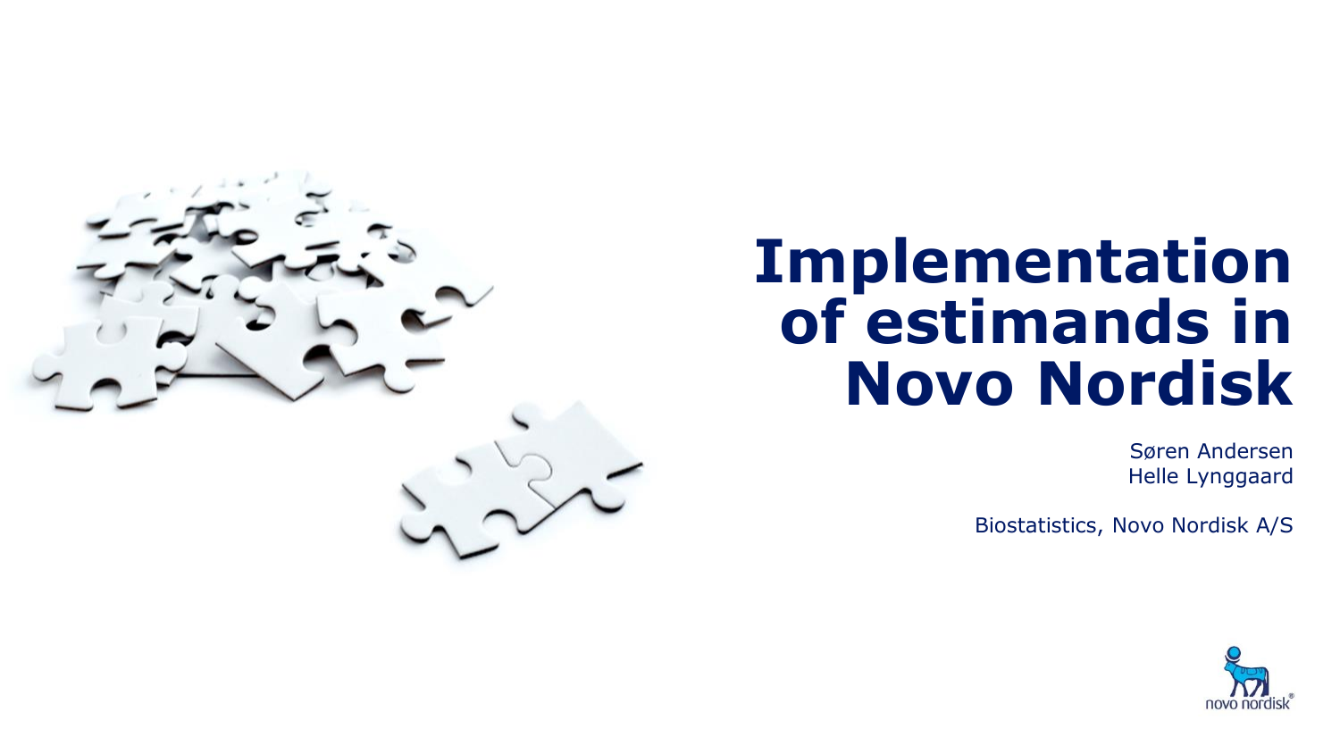# Implementation of estimands in Novo Nordisk

Søren Andersen
Helle Lynggaard

Biostatistics, Novo Nordisk A/S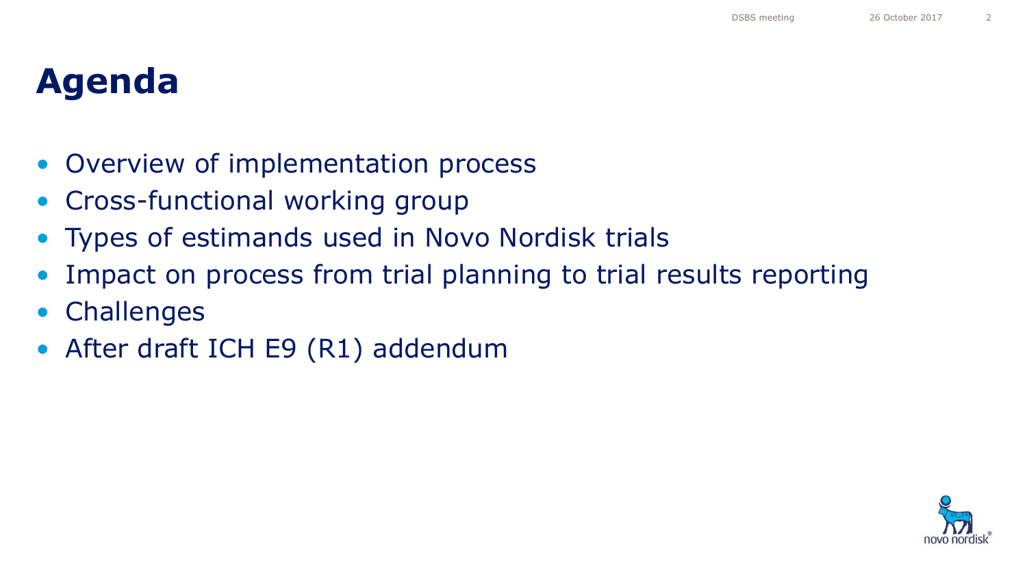# Agenda

- Overview of implementation process
- Cross-functional working group
- Types of estimands used in Novo Nordisk trials
- Impact on process from trial planning to trial results reporting
- Challenges
- After draft ICH E9 (R1) addendum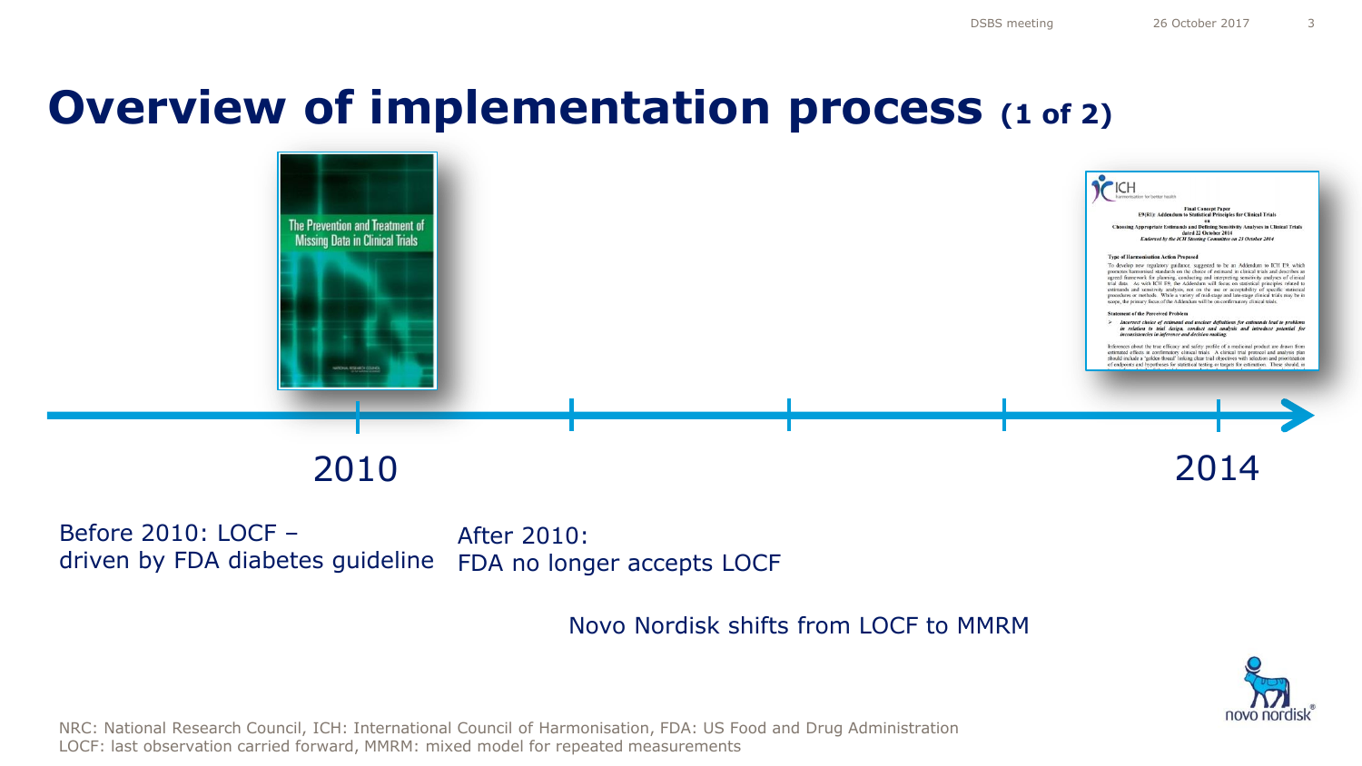# Overview of implementation process (1 of 2)

2010

2014

Before 2010: LOCF – driven by FDA diabetes guideline

After 2010: FDA no longer accepts LOCF

Novo Nordisk shifts from LOCF to MMRM

NRC: National Research Council, ICH: International Council of Harmonisation, FDA: US Food and Drug Administration
LOCF: last observation carried forward, MMRM: mixed model for repeated measurements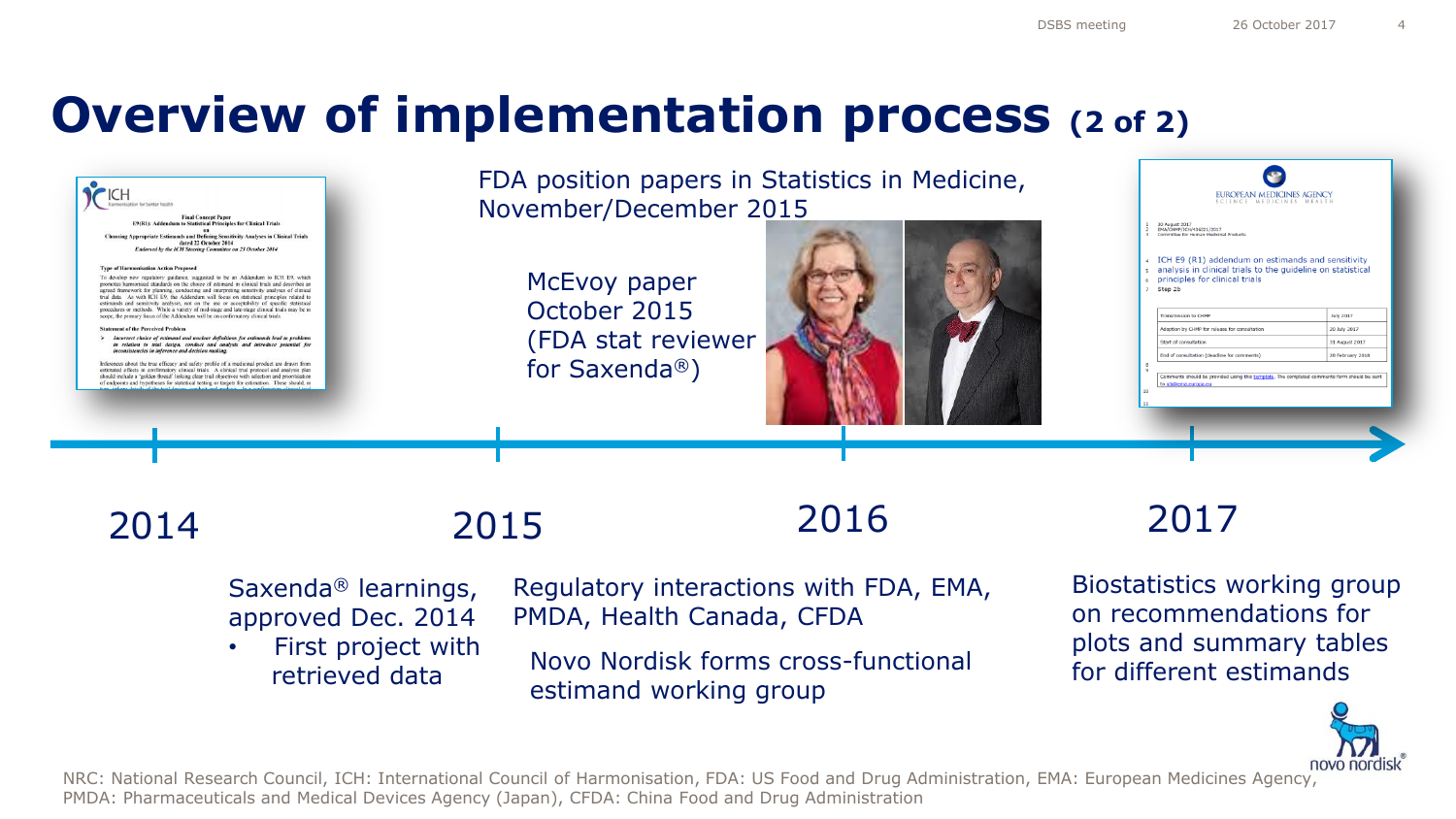# Overview of implementation process (2 of 2)

FDA position papers in Statistics in Medicine, November/December 2015

McEvoy paper October 2015 (FDA stat reviewer for Saxenda®)

## 2014

Saxenda® learnings, approved Dec. 2014

- First project with retrieved data

## 2015

Regulatory interactions with FDA, EMA, PMDA, Health Canada, CFDA

Novo Nordisk forms cross-functional estimand working group

## 2016

## 2017

Biostatistics working group on recommendations for plots and summary tables for different estimands

NRC: National Research Council, ICH: International Council of Harmonisation, FDA: US Food and Drug Administration, EMA: European Medicines Agency, PMDA: Pharmaceuticals and Medical Devices Agency (Japan), CFDA: China Food and Drug Administration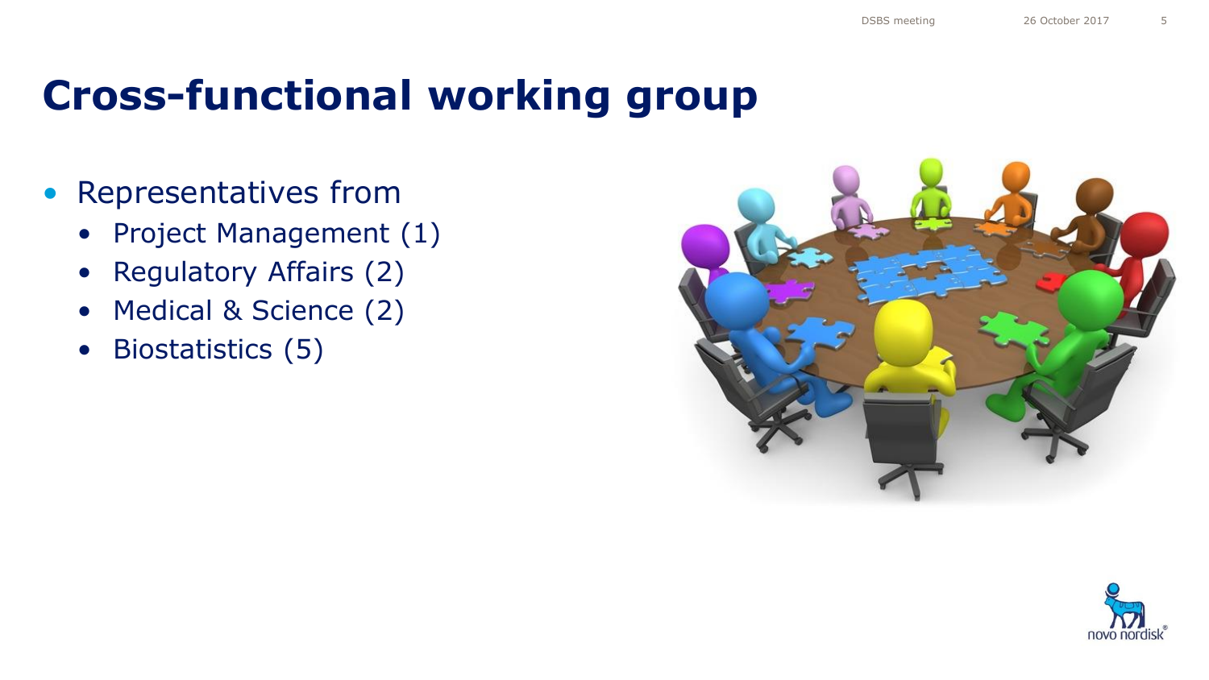# Cross-functional working group

- Representatives from
  - Project Management (1)
  - Regulatory Affairs (2)
  - Medical & Science (2)
  - Biostatistics (5)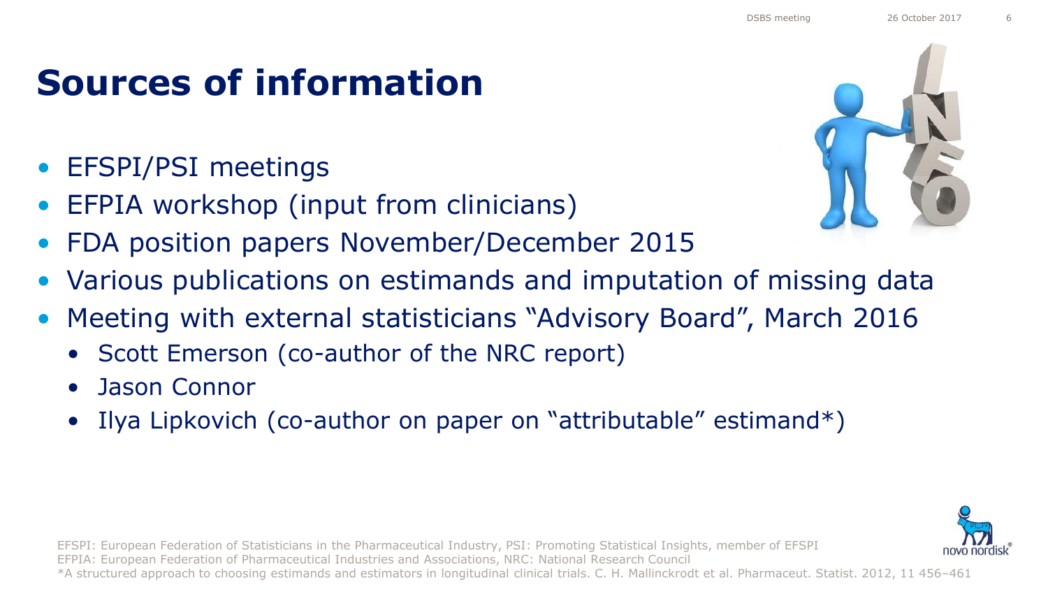# Sources of information

- EFSPI/PSI meetings
- EFPIA workshop (input from clinicians)
- FDA position papers November/December 2015
- Various publications on estimands and imputation of missing data
- Meeting with external statisticians "Advisory Board", March 2016
  - Scott Emerson (co-author of the NRC report)
  - Jason Connor
  - Ilya Lipkovich (co-author on paper on "attributable" estimand*)

EFSPI: European Federation of Statisticians in the Pharmaceutical Industry, PSI: Promoting Statistical Insights, member of EFSPI
EFPIA: European Federation of Pharmaceutical Industries and Associations, NRC: National Research Council
*A structured approach to choosing estimands and estimators in longitudinal clinical trials. C. H. Mallinckrodt et al. Pharmaceut. Statist. 2012, 11 456–461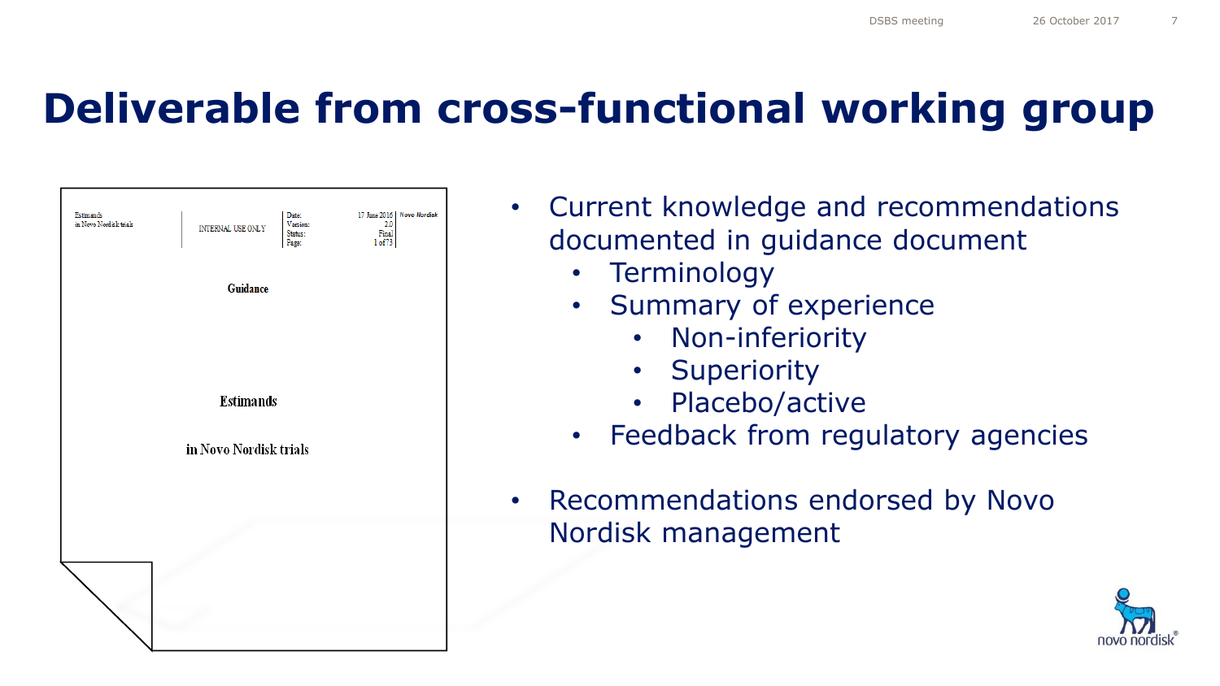# Deliverable from cross-functional working group

| Estimands in Novo Nordisk trials | INTERNAL USE ONLY | Date: | 17 June 2016 | Novo Nordisk |
|---|---|---|---|---|
| | | Version: | 2.0 | |
| | | Status: | Final | |
| | | Page: | 1 of 73 | |

**Guidance**

**Estimands**

**in Novo Nordisk trials**

- Current knowledge and recommendations documented in guidance document
  - Terminology
  - Summary of experience
    - Non-inferiority
    - Superiority
    - Placebo/active
  - Feedback from regulatory agencies
- Recommendations endorsed by Novo Nordisk management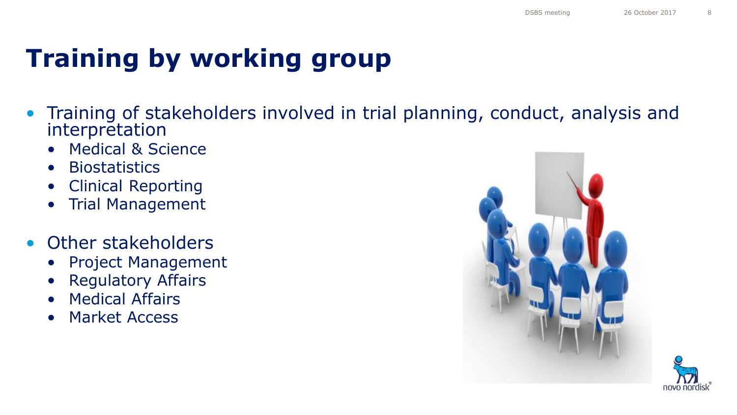# Training by working group

- Training of stakeholders involved in trial planning, conduct, analysis and interpretation
  - Medical & Science
  - Biostatistics
  - Clinical Reporting
  - Trial Management

- Other stakeholders
  - Project Management
  - Regulatory Affairs
  - Medical Affairs
  - Market Access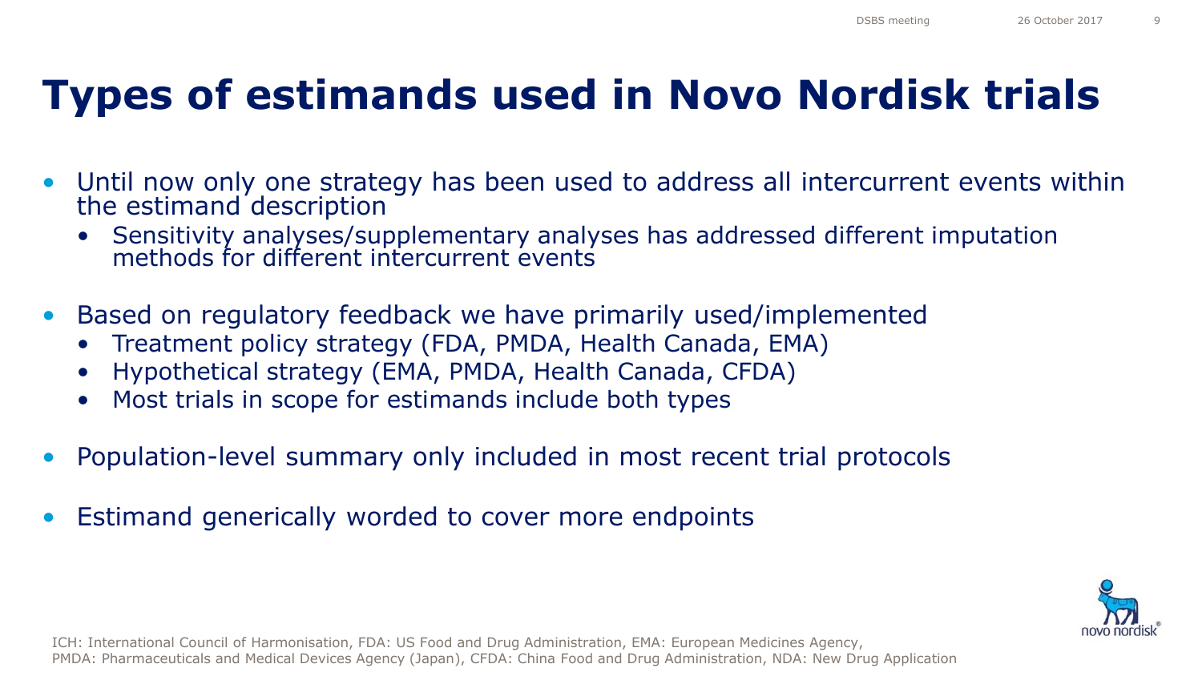# Types of estimands used in Novo Nordisk trials

- Until now only one strategy has been used to address all intercurrent events within the estimand description
  - Sensitivity analyses/supplementary analyses has addressed different imputation methods for different intercurrent events
- Based on regulatory feedback we have primarily used/implemented
  - Treatment policy strategy (FDA, PMDA, Health Canada, EMA)
  - Hypothetical strategy (EMA, PMDA, Health Canada, CFDA)
  - Most trials in scope for estimands include both types
- Population-level summary only included in most recent trial protocols
- Estimand generically worded to cover more endpoints

ICH: International Council of Harmonisation, FDA: US Food and Drug Administration, EMA: European Medicines Agency, PMDA: Pharmaceuticals and Medical Devices Agency (Japan), CFDA: China Food and Drug Administration, NDA: New Drug Application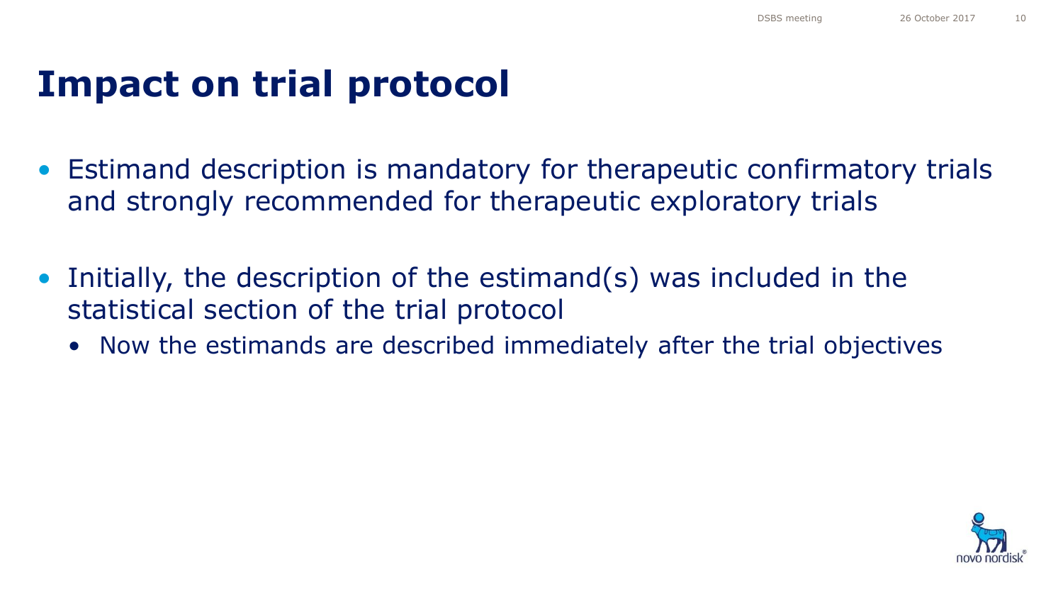# Impact on trial protocol

- Estimand description is mandatory for therapeutic confirmatory trials and strongly recommended for therapeutic exploratory trials

- Initially, the description of the estimand(s) was included in the statistical section of the trial protocol
  - Now the estimands are described immediately after the trial objectives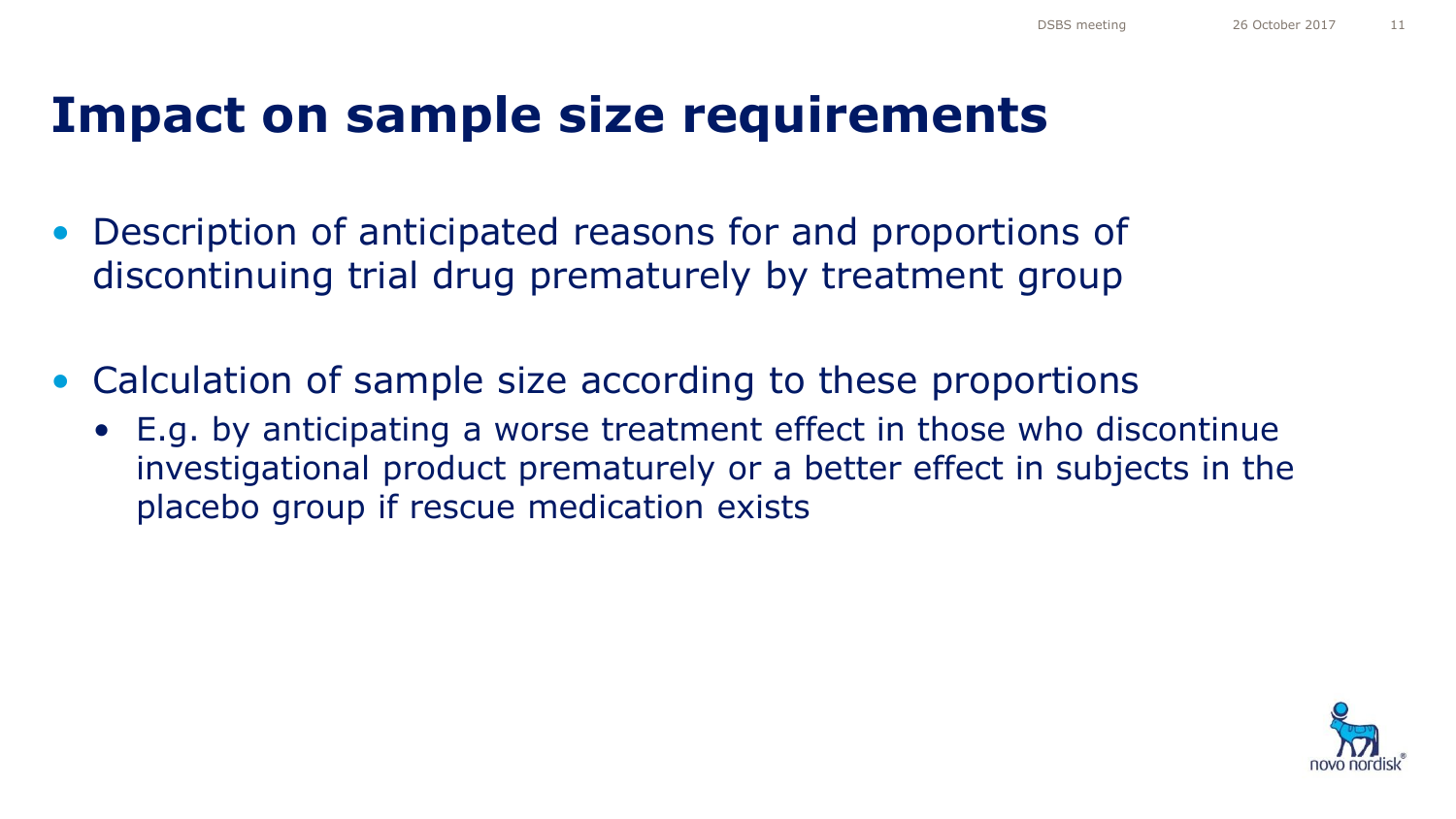# Impact on sample size requirements

- Description of anticipated reasons for and proportions of discontinuing trial drug prematurely by treatment group
- Calculation of sample size according to these proportions
  - E.g. by anticipating a worse treatment effect in those who discontinue investigational product prematurely or a better effect in subjects in the placebo group if rescue medication exists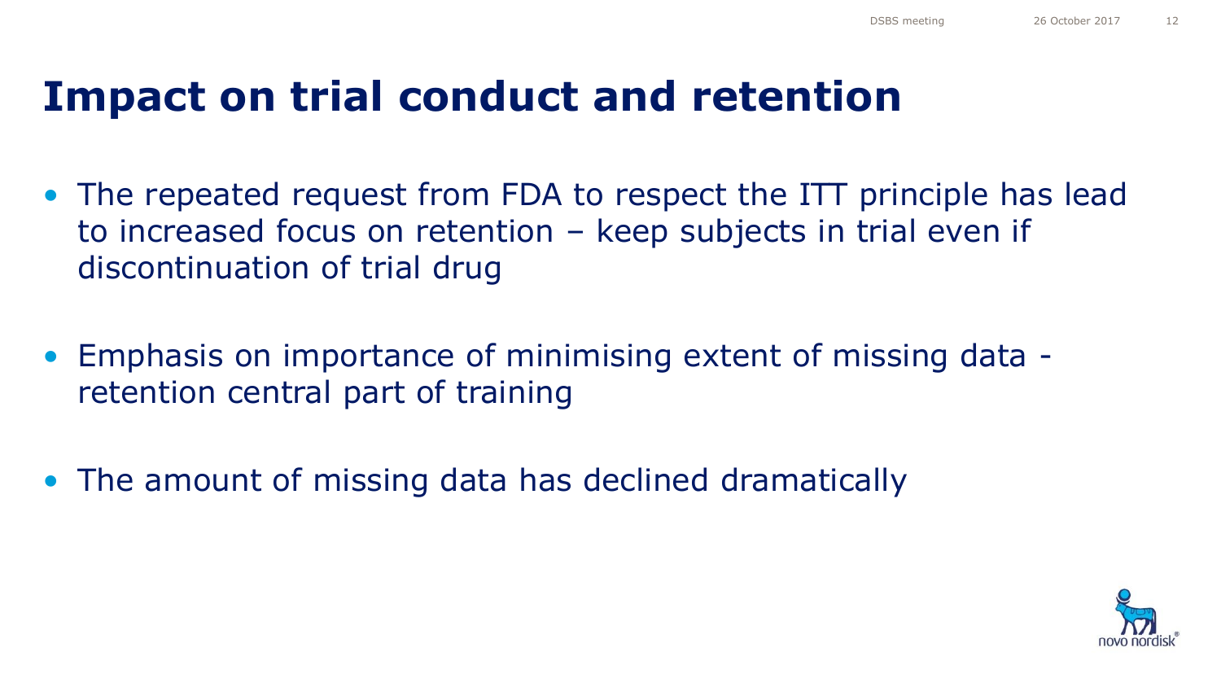# Impact on trial conduct and retention

- The repeated request from FDA to respect the ITT principle has lead to increased focus on retention – keep subjects in trial even if discontinuation of trial drug
- Emphasis on importance of minimising extent of missing data - retention central part of training
- The amount of missing data has declined dramatically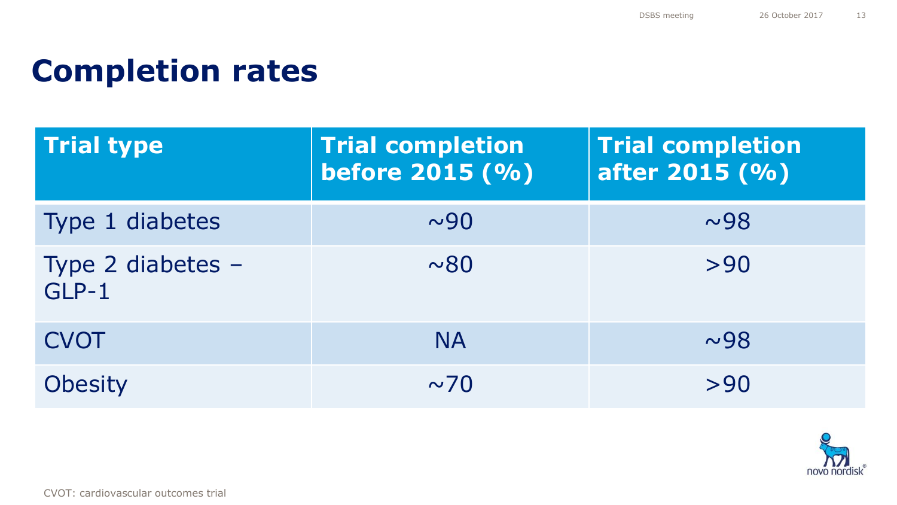# Completion rates

| Trial type | Trial completion before 2015 (%) | Trial completion after 2015 (%) |
|---|---|---|
| Type 1 diabetes | ~90 | ~98 |
| Type 2 diabetes – GLP-1 | ~80 | >90 |
| CVOT | NA | ~98 |
| Obesity | ~70 | >90 |

CVOT: cardiovascular outcomes trial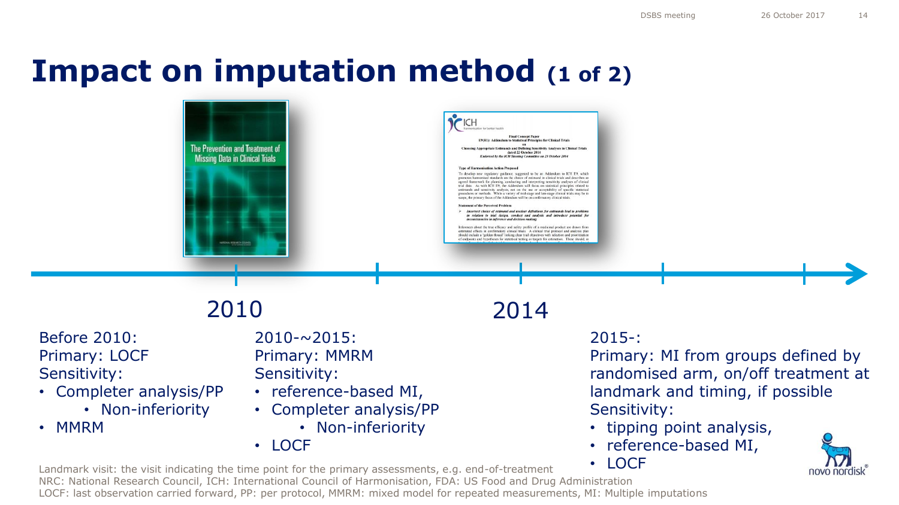# Impact on imputation method (1 of 2)

2010

2014

Before 2010:
Primary: LOCF
Sensitivity:

- Completer analysis/PP
  - Non-inferiority
- MMRM

2010-~2015:
Primary: MMRM
Sensitivity:

- reference-based MI,
- Completer analysis/PP
  - Non-inferiority
- LOCF

2015-:
Primary: MI from groups defined by randomised arm, on/off treatment at landmark and timing, if possible
Sensitivity:

- tipping point analysis,
- reference-based MI,
- LOCF

Landmark visit: the visit indicating the time point for the primary assessments, e.g. end-of-treatment
NRC: National Research Council, ICH: International Council of Harmonisation, FDA: US Food and Drug Administration
LOCF: last observation carried forward, PP: per protocol, MMRM: mixed model for repeated measurements, MI: Multiple imputations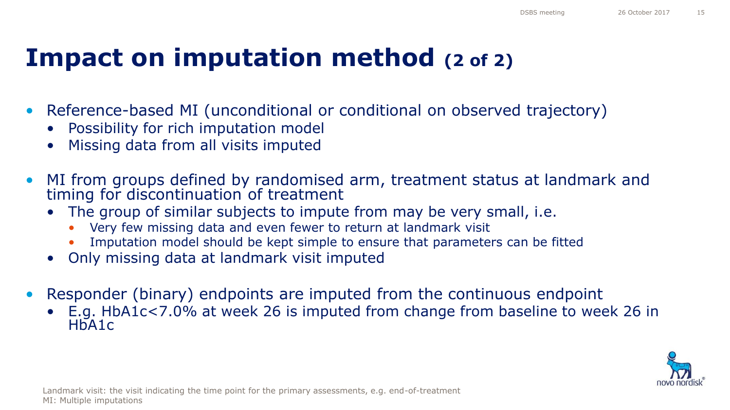# Impact on imputation method (2 of 2)

- Reference-based MI (unconditional or conditional on observed trajectory)
  - Possibility for rich imputation model
  - Missing data from all visits imputed
- MI from groups defined by randomised arm, treatment status at landmark and timing for discontinuation of treatment
  - The group of similar subjects to impute from may be very small, i.e.
    - Very few missing data and even fewer to return at landmark visit
    - Imputation model should be kept simple to ensure that parameters can be fitted
  - Only missing data at landmark visit imputed
- Responder (binary) endpoints are imputed from the continuous endpoint
  - E.g. HbA1c<7.0% at week 26 is imputed from change from baseline to week 26 in HbA1c

Landmark visit: the visit indicating the time point for the primary assessments, e.g. end-of-treatment
MI: Multiple imputations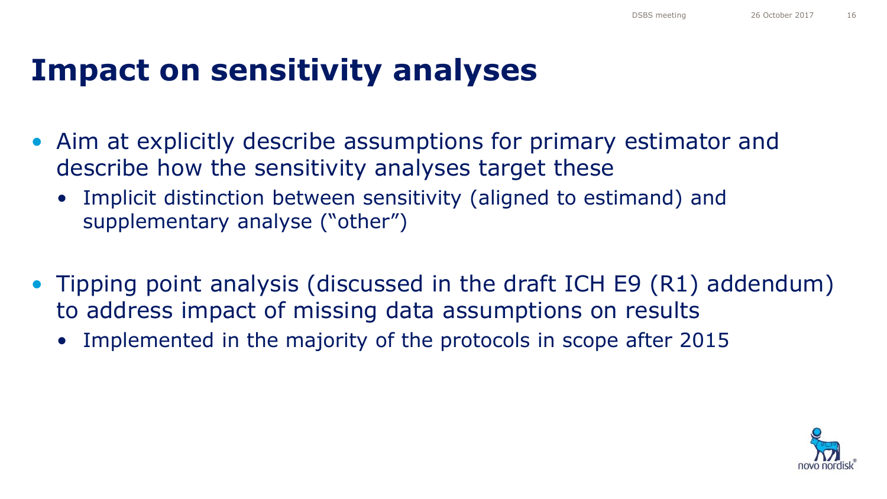# Impact on sensitivity analyses

- Aim at explicitly describe assumptions for primary estimator and describe how the sensitivity analyses target these
  - Implicit distinction between sensitivity (aligned to estimand) and supplementary analyse ("other")
- Tipping point analysis (discussed in the draft ICH E9 (R1) addendum) to address impact of missing data assumptions on results
  - Implemented in the majority of the protocols in scope after 2015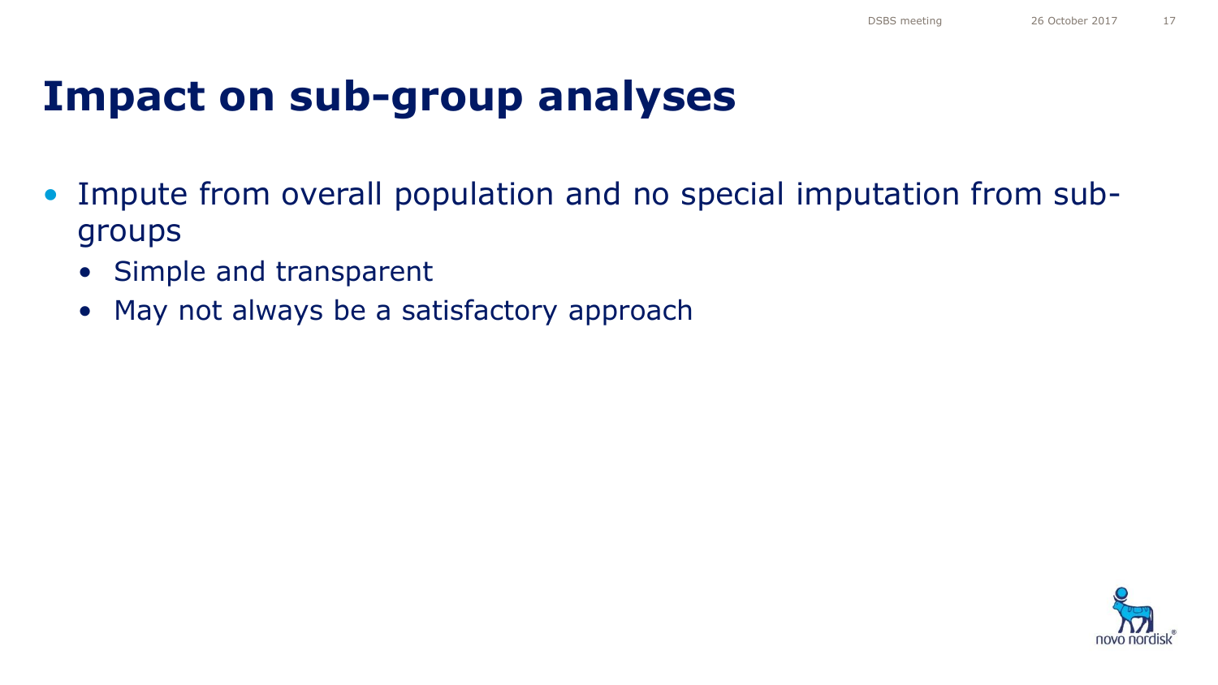# Impact on sub-group analyses

- Impute from overall population and no special imputation from sub-groups
  - Simple and transparent
  - May not always be a satisfactory approach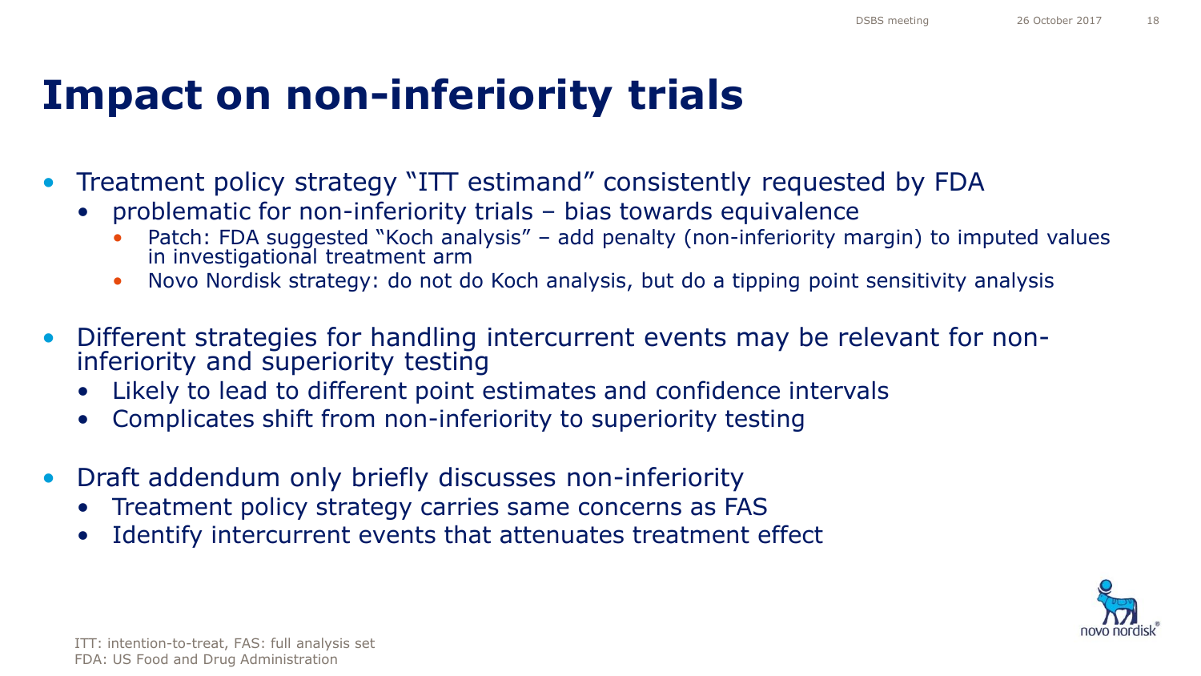# Impact on non-inferiority trials

- Treatment policy strategy "ITT estimand" consistently requested by FDA
  - problematic for non-inferiority trials – bias towards equivalence
    - Patch: FDA suggested "Koch analysis" – add penalty (non-inferiority margin) to imputed values in investigational treatment arm
    - Novo Nordisk strategy: do not do Koch analysis, but do a tipping point sensitivity analysis
- Different strategies for handling intercurrent events may be relevant for non-inferiority and superiority testing
  - Likely to lead to different point estimates and confidence intervals
  - Complicates shift from non-inferiority to superiority testing
- Draft addendum only briefly discusses non-inferiority
  - Treatment policy strategy carries same concerns as FAS
  - Identify intercurrent events that attenuates treatment effect

ITT: intention-to-treat, FAS: full analysis set
FDA: US Food and Drug Administration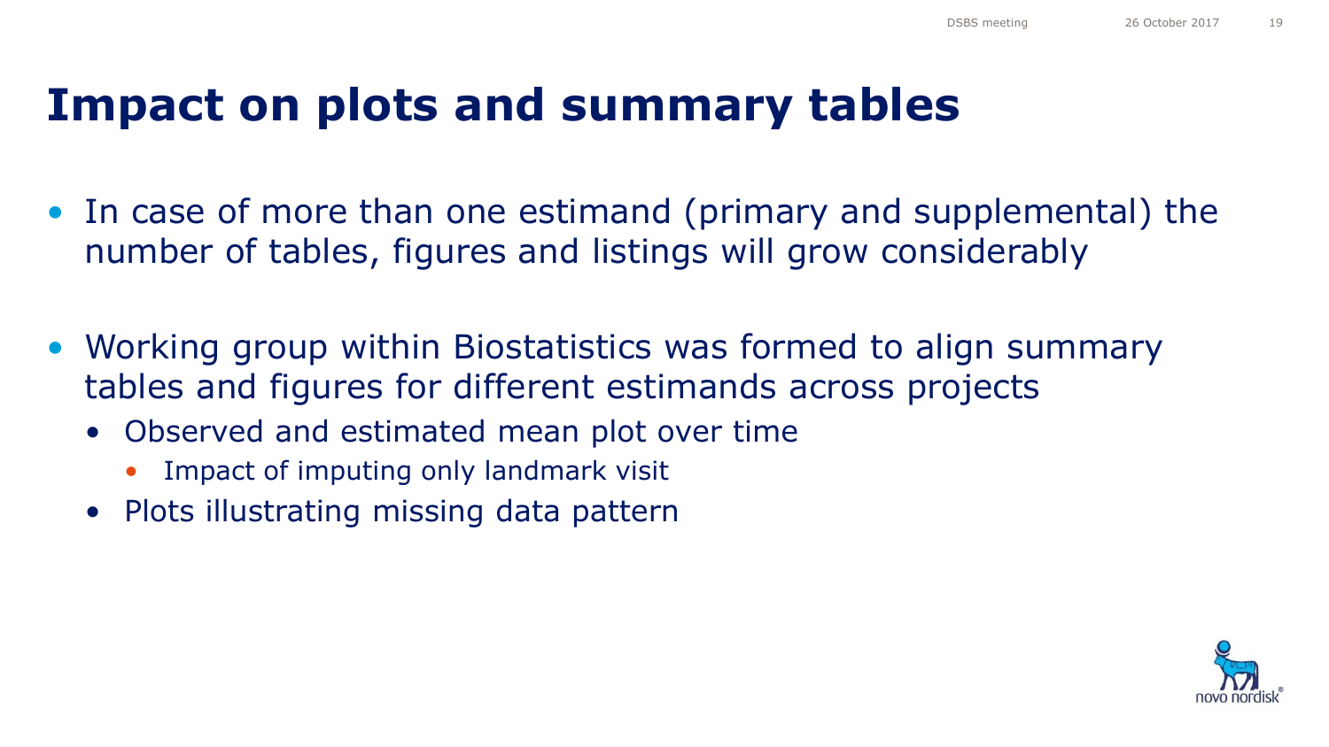# Impact on plots and summary tables

- In case of more than one estimand (primary and supplemental) the number of tables, figures and listings will grow considerably

- Working group within Biostatistics was formed to align summary tables and figures for different estimands across projects
  - Observed and estimated mean plot over time
    - Impact of imputing only landmark visit
  - Plots illustrating missing data pattern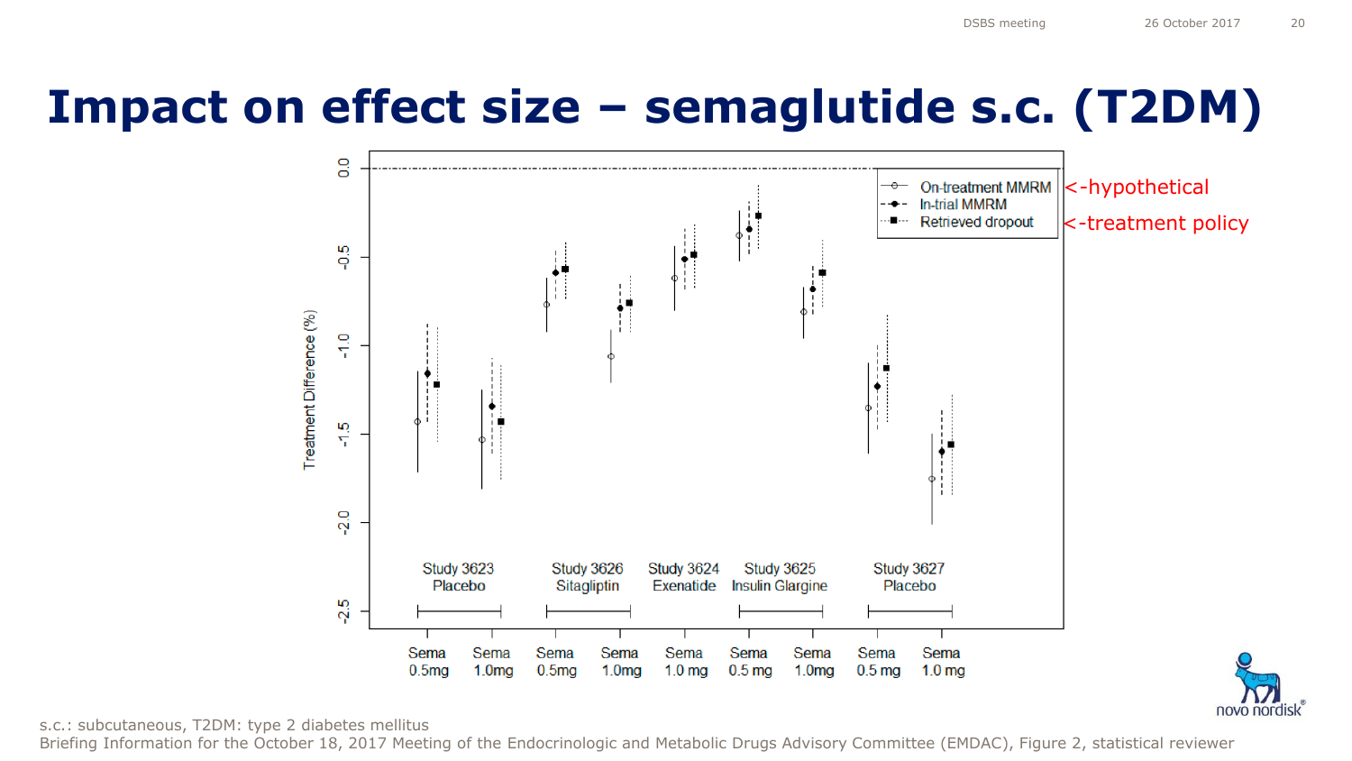# Impact on effect size – semaglutide s.c. (T2DM)

Treatment Difference (%)

- On-treatment MMRM <-hypothetical
- In-trial MMRM
- Retrieved dropout <-treatment policy

Study 3623 Placebo | Study 3626 Sitagliptin | Study 3624 Exenatide | Study 3625 Insulin Glargine | Study 3627 Placebo

Sema 0.5mg | Sema 1.0mg | Sema 0.5mg | Sema 1.0mg | Sema 1.0 mg | Sema 0.5 mg | Sema 1.0mg | Sema 0.5 mg | Sema 1.0 mg

s.c.: subcutaneous, T2DM: type 2 diabetes mellitus

Briefing Information for the October 18, 2017 Meeting of the Endocrinologic and Metabolic Drugs Advisory Committee (EMDAC), Figure 2, statistical reviewer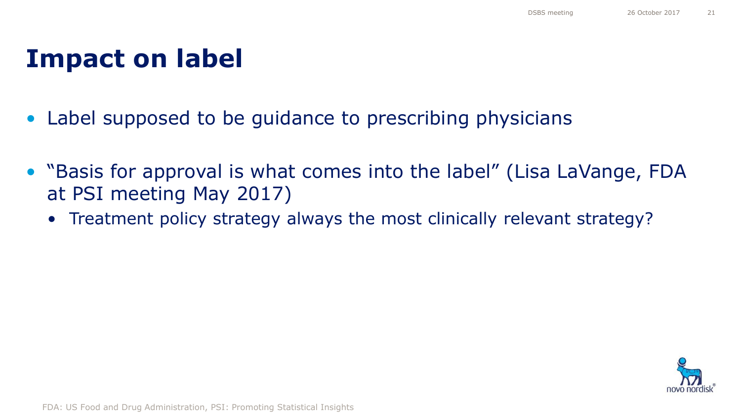# Impact on label

- Label supposed to be guidance to prescribing physicians
- "Basis for approval is what comes into the label" (Lisa LaVange, FDA at PSI meeting May 2017)
  - Treatment policy strategy always the most clinically relevant strategy?

FDA: US Food and Drug Administration, PSI: Promoting Statistical Insights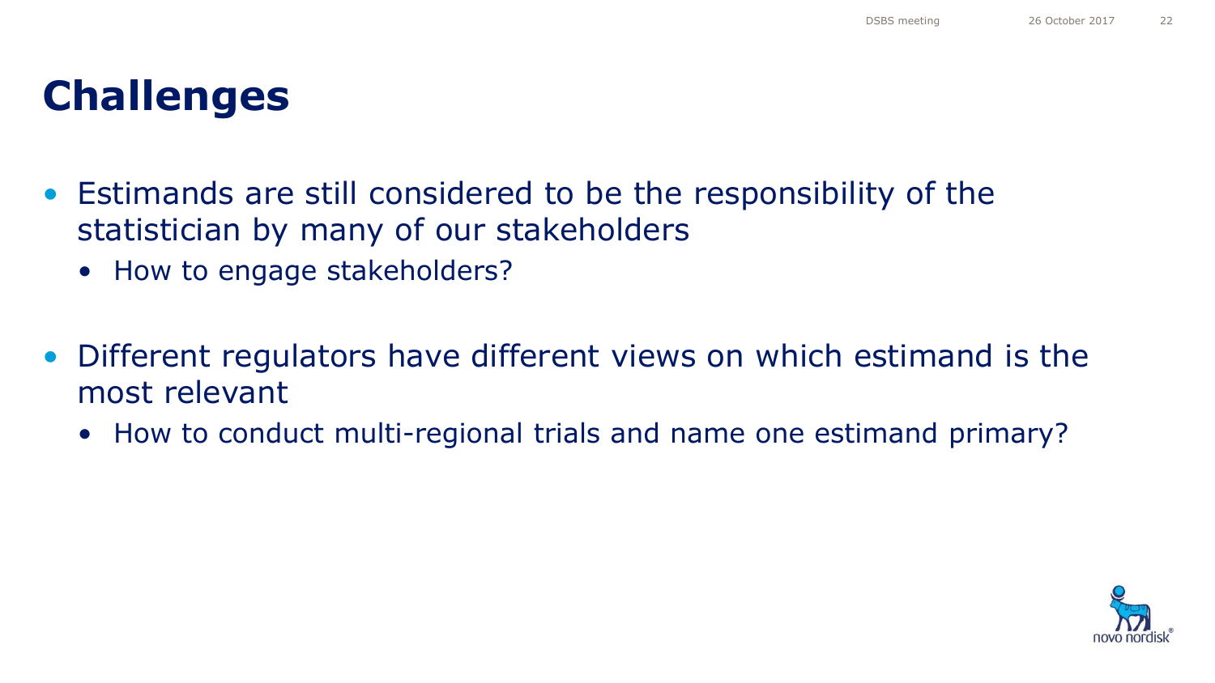# Challenges

- Estimands are still considered to be the responsibility of the statistician by many of our stakeholders
  - How to engage stakeholders?
- Different regulators have different views on which estimand is the most relevant
  - How to conduct multi-regional trials and name one estimand primary?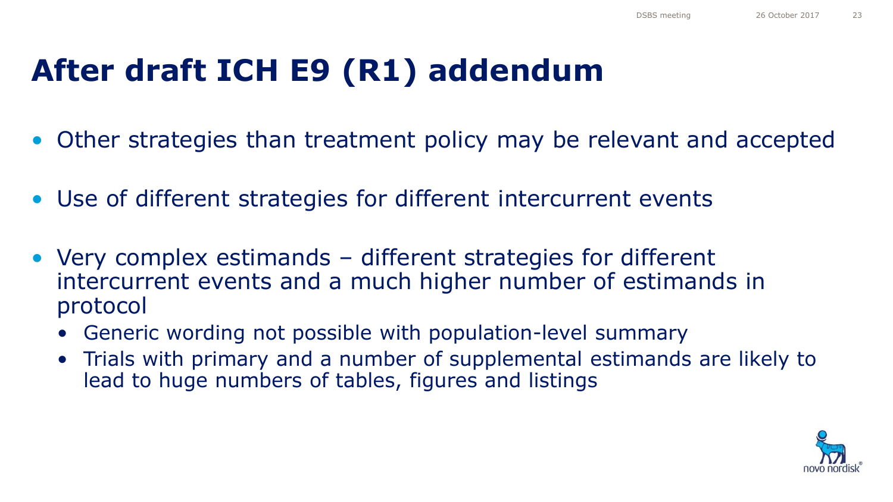# After draft ICH E9 (R1) addendum

- Other strategies than treatment policy may be relevant and accepted
- Use of different strategies for different intercurrent events
- Very complex estimands – different strategies for different intercurrent events and a much higher number of estimands in protocol
  - Generic wording not possible with population-level summary
  - Trials with primary and a number of supplemental estimands are likely to lead to huge numbers of tables, figures and listings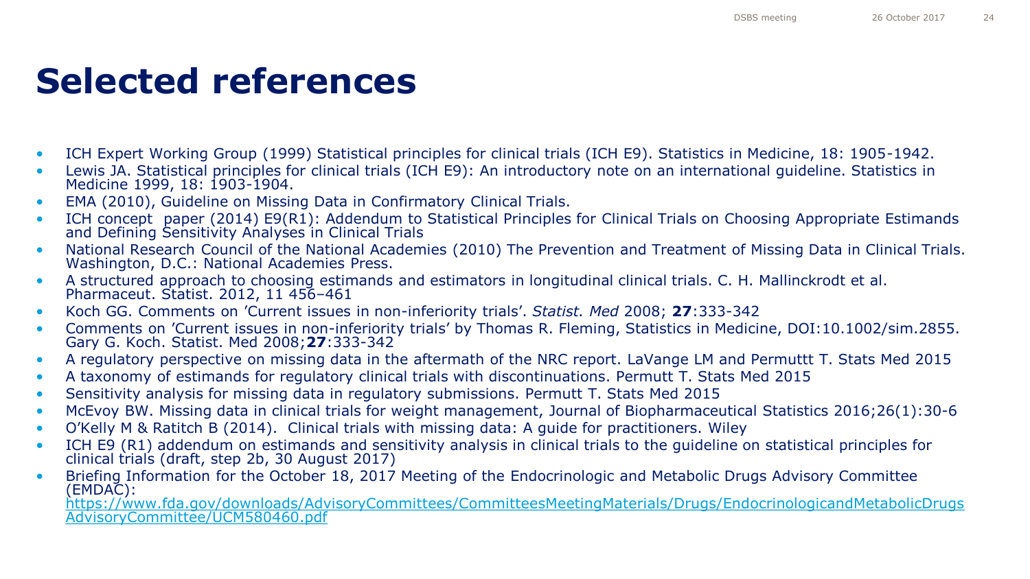# Selected references

- ICH Expert Working Group (1999) Statistical principles for clinical trials (ICH E9). Statistics in Medicine, 18: 1905-1942.
- Lewis JA. Statistical principles for clinical trials (ICH E9): An introductory note on an international guideline. Statistics in Medicine 1999, 18: 1903-1904.
- EMA (2010), Guideline on Missing Data in Confirmatory Clinical Trials.
- ICH concept paper (2014) E9(R1): Addendum to Statistical Principles for Clinical Trials on Choosing Appropriate Estimands and Defining Sensitivity Analyses in Clinical Trials
- National Research Council of the National Academies (2010) The Prevention and Treatment of Missing Data in Clinical Trials. Washington, D.C.: National Academies Press.
- A structured approach to choosing estimands and estimators in longitudinal clinical trials. C. H. Mallinckrodt et al. Pharmaceut. Statist. 2012, 11 456–461
- Koch GG. Comments on 'Current issues in non-inferiority trials'. *Statist. Med* 2008; **27**:333-342
- Comments on 'Current issues in non-inferiority trials' by Thomas R. Fleming, Statistics in Medicine, DOI:10.1002/sim.2855. Gary G. Koch. Statist. Med 2008;**27**:333-342
- A regulatory perspective on missing data in the aftermath of the NRC report. LaVange LM and Permuttt T. Stats Med 2015
- A taxonomy of estimands for regulatory clinical trials with discontinuations. Permutt T. Stats Med 2015
- Sensitivity analysis for missing data in regulatory submissions. Permutt T. Stats Med 2015
- McEvoy BW. Missing data in clinical trials for weight management, Journal of Biopharmaceutical Statistics 2016;26(1):30-6
- O'Kelly M & Ratitch B (2014). Clinical trials with missing data: A guide for practitioners. Wiley
- ICH E9 (R1) addendum on estimands and sensitivity analysis in clinical trials to the guideline on statistical principles for clinical trials (draft, step 2b, 30 August 2017)
- Briefing Information for the October 18, 2017 Meeting of the Endocrinologic and Metabolic Drugs Advisory Committee (EMDAC): [https://www.fda.gov/downloads/AdvisoryCommittees/CommitteesMeetingMaterials/Drugs/EndocrinologicandMetabolicDrugsAdvisoryCommittee/UCM580460.pdf](https://www.fda.gov/downloads/AdvisoryCommittees/CommitteesMeetingMaterials/Drugs/EndocrinologicandMetabolicDrugsAdvisoryCommittee/UCM580460.pdf)